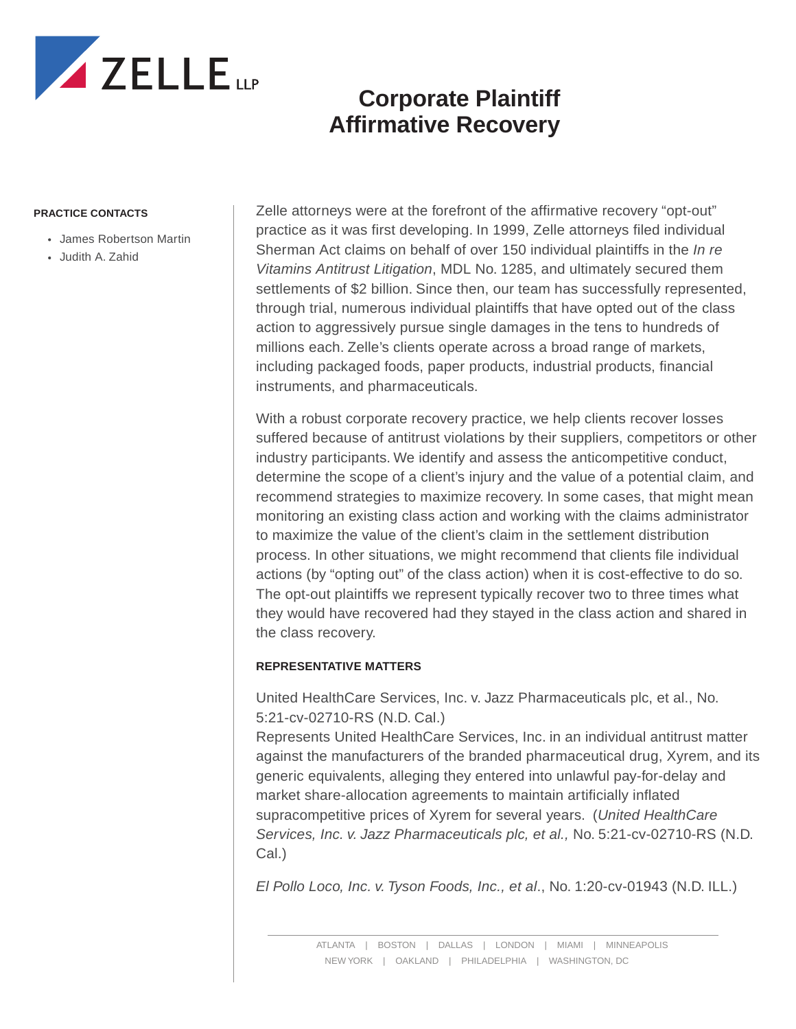# Corporate Plaintiff Affirmative Recovery

**PRACTICE CONTACTS**

- James Robertson Martin
- Judith A. Zahid

Zelle attorneys were at the forefront of the affirmative recovery "opt-out" practice as it was first developing. In 1999, Zelle attorneys filed individual Sherman Act claims on behalf of over 150 individual plaintiffs in the *In re Vitamins Antitrust Litigation*, MDL No. 1285, and ultimately secured them settlements of $2 billion. Since then, our team has successfully represented, through trial, numerous individual plaintiffs that have opted out of the class action to aggressively pursue single damages in the tens to hundreds of millions each. Zelle's clients operate across a broad range of markets, including packaged foods, paper products, industrial products, financial instruments, and pharmaceuticals.

With a robust corporate recovery practice, we help clients recover losses suffered because of antitrust violations by their suppliers, competitors or other industry participants. We identify and assess the anticompetitive conduct, determine the scope of a client's injury and the value of a potential claim, and recommend strategies to maximize recovery. In some cases, that might mean monitoring an existing class action and working with the claims administrator to maximize the value of the client's claim in the settlement distribution process. In other situations, we might recommend that clients file individual actions (by "opting out" of the class action) when it is cost-effective to do so. The opt-out plaintiffs we represent typically recover two to three times what they would have recovered had they stayed in the class action and shared in the class recovery.

**REPRESENTATIVE MATTERS**

United HealthCare Services, Inc. v. Jazz Pharmaceuticals plc, et al., No. 5:21-cv-02710-RS (N.D. Cal.)
Represents United HealthCare Services, Inc. in an individual antitrust matter against the manufacturers of the branded pharmaceutical drug, Xyrem, and its generic equivalents, alleging they entered into unlawful pay-for-delay and market share-allocation agreements to maintain artificially inflated supracompetitive prices of Xyrem for several years. (*United HealthCare Services, Inc. v. Jazz Pharmaceuticals plc, et al.,* No. 5:21-cv-02710-RS (N.D. Cal.)

*El Pollo Loco, Inc. v. Tyson Foods, Inc., et al*., No. 1:20-cv-01943 (N.D. ILL.)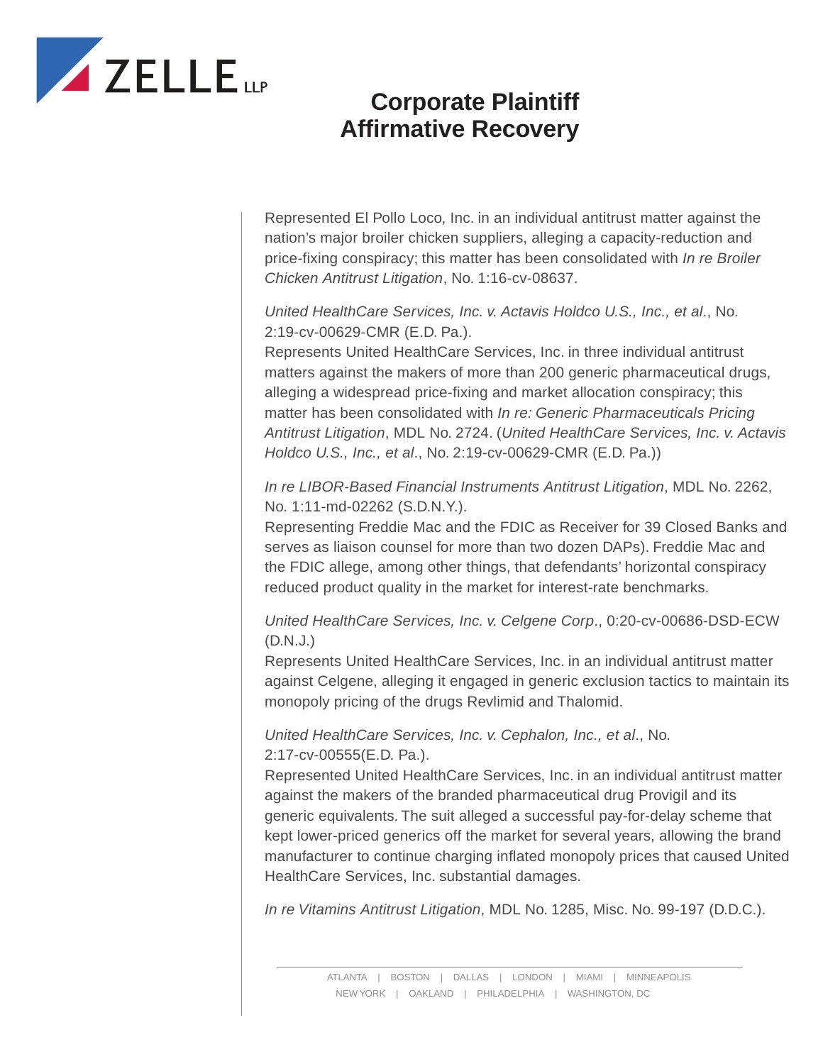# Corporate Plaintiff Affirmative Recovery

Represented El Pollo Loco, Inc. in an individual antitrust matter against the nation's major broiler chicken suppliers, alleging a capacity-reduction and price-fixing conspiracy; this matter has been consolidated with *In re Broiler Chicken Antitrust Litigation*, No. 1:16-cv-08637.

*United HealthCare Services, Inc. v. Actavis Holdco U.S., Inc., et al*., No. 2:19-cv-00629-CMR (E.D. Pa.).
Represents United HealthCare Services, Inc. in three individual antitrust matters against the makers of more than 200 generic pharmaceutical drugs, alleging a widespread price-fixing and market allocation conspiracy; this matter has been consolidated with *In re: Generic Pharmaceuticals Pricing Antitrust Litigation*, MDL No. 2724. (*United HealthCare Services, Inc. v. Actavis Holdco U.S., Inc., et al*., No. 2:19-cv-00629-CMR (E.D. Pa.))

*In re LIBOR-Based Financial Instruments Antitrust Litigation*, MDL No. 2262, No. 1:11-md-02262 (S.D.N.Y.).
Representing Freddie Mac and the FDIC as Receiver for 39 Closed Banks and serves as liaison counsel for more than two dozen DAPs). Freddie Mac and the FDIC allege, among other things, that defendants' horizontal conspiracy reduced product quality in the market for interest-rate benchmarks.

*United HealthCare Services, Inc. v. Celgene Corp*., 0:20-cv-00686-DSD-ECW (D.N.J.)
Represents United HealthCare Services, Inc. in an individual antitrust matter against Celgene, alleging it engaged in generic exclusion tactics to maintain its monopoly pricing of the drugs Revlimid and Thalomid.

*United HealthCare Services, Inc. v. Cephalon, Inc., et al*., No. 2:17-cv-00555(E.D. Pa.).
Represented United HealthCare Services, Inc. in an individual antitrust matter against the makers of the branded pharmaceutical drug Provigil and its generic equivalents. The suit alleged a successful pay-for-delay scheme that kept lower-priced generics off the market for several years, allowing the brand manufacturer to continue charging inflated monopoly prices that caused United HealthCare Services, Inc. substantial damages.

*In re Vitamins Antitrust Litigation*, MDL No. 1285, Misc. No. 99-197 (D.D.C.).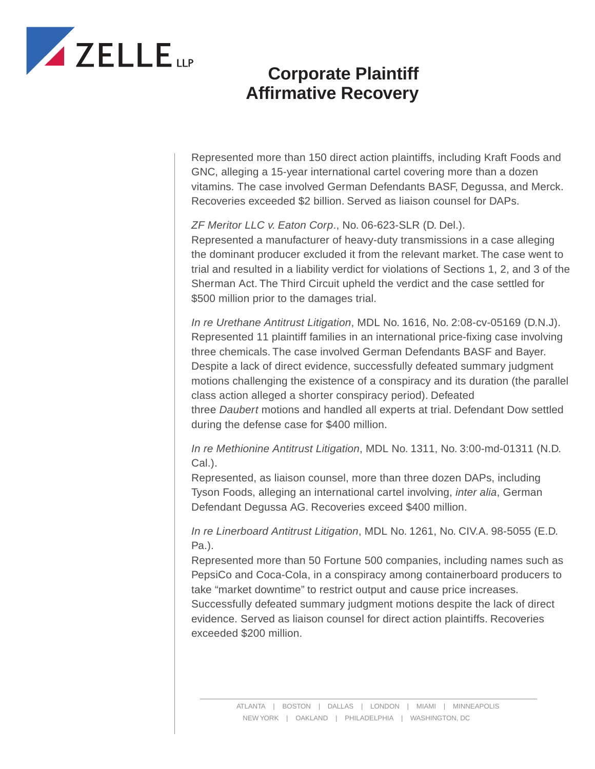# Corporate Plaintiff Affirmative Recovery

Represented more than 150 direct action plaintiffs, including Kraft Foods and GNC, alleging a 15-year international cartel covering more than a dozen vitamins. The case involved German Defendants BASF, Degussa, and Merck. Recoveries exceeded $2 billion. Served as liaison counsel for DAPs.

*ZF Meritor LLC v. Eaton Corp*., No. 06-623-SLR (D. Del.).
Represented a manufacturer of heavy-duty transmissions in a case alleging the dominant producer excluded it from the relevant market. The case went to trial and resulted in a liability verdict for violations of Sections 1, 2, and 3 of the Sherman Act. The Third Circuit upheld the verdict and the case settled for $500 million prior to the damages trial.

*In re Urethane Antitrust Litigation*, MDL No. 1616, No. 2:08-cv-05169 (D.N.J).
Represented 11 plaintiff families in an international price-fixing case involving three chemicals. The case involved German Defendants BASF and Bayer. Despite a lack of direct evidence, successfully defeated summary judgment motions challenging the existence of a conspiracy and its duration (the parallel class action alleged a shorter conspiracy period). Defeated three *Daubert* motions and handled all experts at trial. Defendant Dow settled during the defense case for $400 million.

*In re Methionine Antitrust Litigation*, MDL No. 1311, No. 3:00-md-01311 (N.D. Cal.).
Represented, as liaison counsel, more than three dozen DAPs, including Tyson Foods, alleging an international cartel involving, *inter alia*, German Defendant Degussa AG. Recoveries exceed $400 million.

*In re Linerboard Antitrust Litigation*, MDL No. 1261, No. CIV.A. 98-5055 (E.D. Pa.).
Represented more than 50 Fortune 500 companies, including names such as PepsiCo and Coca-Cola, in a conspiracy among containerboard producers to take "market downtime" to restrict output and cause price increases. Successfully defeated summary judgment motions despite the lack of direct evidence. Served as liaison counsel for direct action plaintiffs. Recoveries exceeded $200 million.